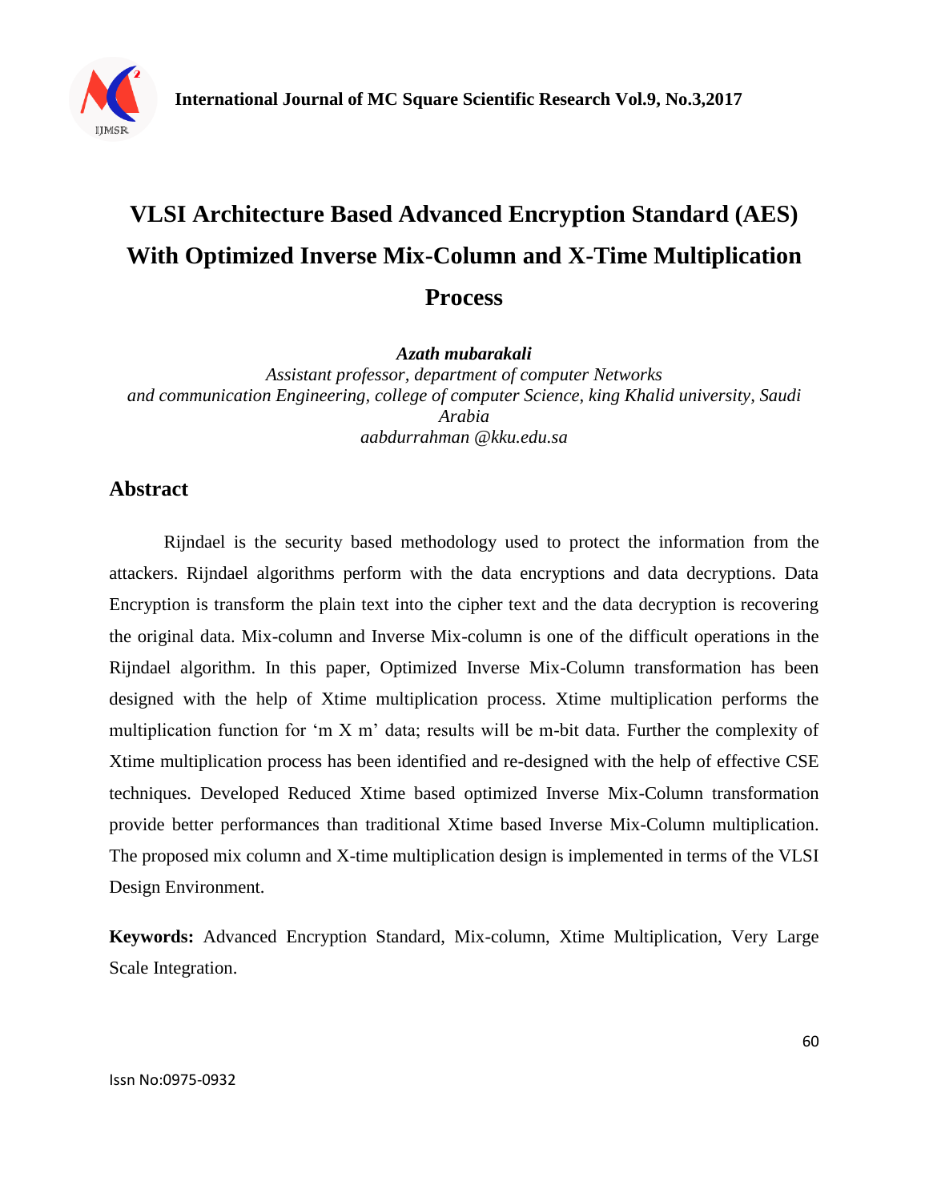# VLSI Architecture Based Advanced Encryption Standard (AES) With Optimized Inverse Mix-Column and X-Time Multiplication Process

***Azath mubarakali***

*Assistant professor, department of computer Networks and communication Engineering, college of computer Science, king Khalid university, Saudi Arabia*

*aabdurrahman @kku.edu.sa*

## Abstract

Rijndael is the security based methodology used to protect the information from the attackers. Rijndael algorithms perform with the data encryptions and data decryptions. Data Encryption is transform the plain text into the cipher text and the data decryption is recovering the original data. Mix-column and Inverse Mix-column is one of the difficult operations in the Rijndael algorithm. In this paper, Optimized Inverse Mix-Column transformation has been designed with the help of Xtime multiplication process. Xtime multiplication performs the multiplication function for 'm X m' data; results will be m-bit data. Further the complexity of Xtime multiplication process has been identified and re-designed with the help of effective CSE techniques. Developed Reduced Xtime based optimized Inverse Mix-Column transformation provide better performances than traditional Xtime based Inverse Mix-Column multiplication. The proposed mix column and X-time multiplication design is implemented in terms of the VLSI Design Environment.

**Keywords:** Advanced Encryption Standard, Mix-column, Xtime Multiplication, Very Large Scale Integration.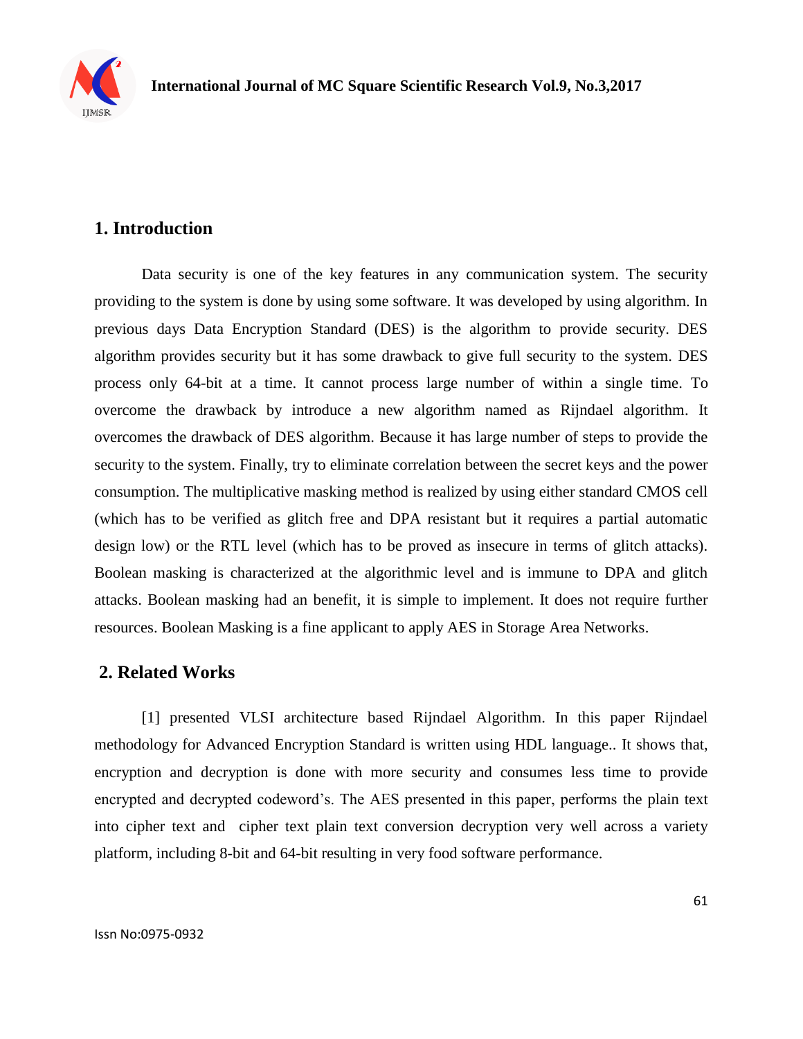## 1. Introduction

Data security is one of the key features in any communication system. The security providing to the system is done by using some software. It was developed by using algorithm. In previous days Data Encryption Standard (DES) is the algorithm to provide security. DES algorithm provides security but it has some drawback to give full security to the system. DES process only 64-bit at a time. It cannot process large number of within a single time. To overcome the drawback by introduce a new algorithm named as Rijndael algorithm. It overcomes the drawback of DES algorithm. Because it has large number of steps to provide the security to the system. Finally, try to eliminate correlation between the secret keys and the power consumption. The multiplicative masking method is realized by using either standard CMOS cell (which has to be verified as glitch free and DPA resistant but it requires a partial automatic design low) or the RTL level (which has to be proved as insecure in terms of glitch attacks). Boolean masking is characterized at the algorithmic level and is immune to DPA and glitch attacks. Boolean masking had an benefit, it is simple to implement. It does not require further resources. Boolean Masking is a fine applicant to apply AES in Storage Area Networks.

## 2. Related Works

[1] presented VLSI architecture based Rijndael Algorithm. In this paper Rijndael methodology for Advanced Encryption Standard is written using HDL language.. It shows that, encryption and decryption is done with more security and consumes less time to provide encrypted and decrypted codeword's. The AES presented in this paper, performs the plain text into cipher text and cipher text plain text conversion decryption very well across a variety platform, including 8-bit and 64-bit resulting in very food software performance.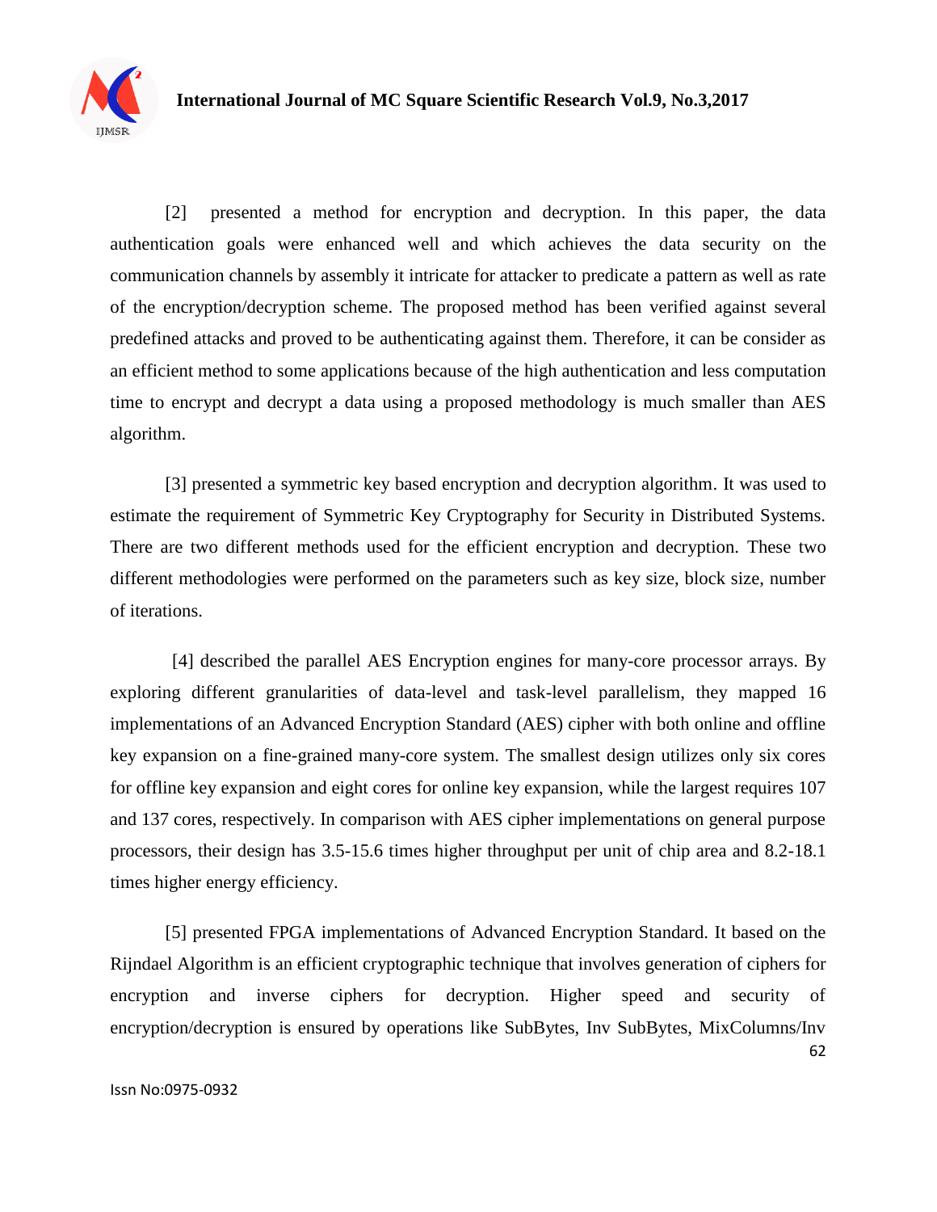[2] presented a method for encryption and decryption. In this paper, the data authentication goals were enhanced well and which achieves the data security on the communication channels by assembly it intricate for attacker to predicate a pattern as well as rate of the encryption/decryption scheme. The proposed method has been verified against several predefined attacks and proved to be authenticating against them. Therefore, it can be consider as an efficient method to some applications because of the high authentication and less computation time to encrypt and decrypt a data using a proposed methodology is much smaller than AES algorithm.

[3] presented a symmetric key based encryption and decryption algorithm. It was used to estimate the requirement of Symmetric Key Cryptography for Security in Distributed Systems. There are two different methods used for the efficient encryption and decryption. These two different methodologies were performed on the parameters such as key size, block size, number of iterations.

[4] described the parallel AES Encryption engines for many-core processor arrays. By exploring different granularities of data-level and task-level parallelism, they mapped 16 implementations of an Advanced Encryption Standard (AES) cipher with both online and offline key expansion on a fine-grained many-core system. The smallest design utilizes only six cores for offline key expansion and eight cores for online key expansion, while the largest requires 107 and 137 cores, respectively. In comparison with AES cipher implementations on general purpose processors, their design has 3.5-15.6 times higher throughput per unit of chip area and 8.2-18.1 times higher energy efficiency.

[5] presented FPGA implementations of Advanced Encryption Standard. It based on the Rijndael Algorithm is an efficient cryptographic technique that involves generation of ciphers for encryption and inverse ciphers for decryption. Higher speed and security of encryption/decryption is ensured by operations like SubBytes, Inv SubBytes, MixColumns/Inv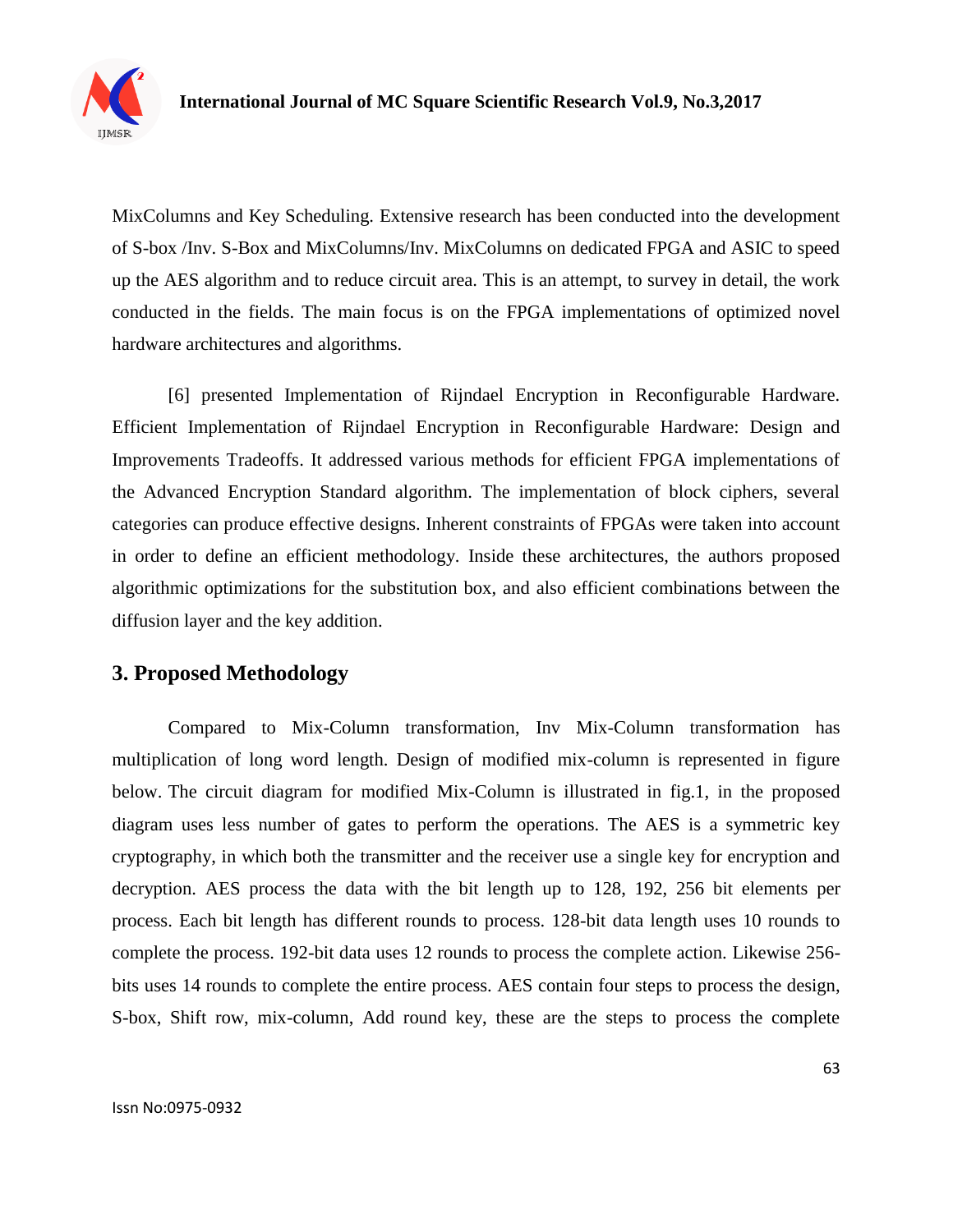MixColumns and Key Scheduling. Extensive research has been conducted into the development of S-box /Inv. S-Box and MixColumns/Inv. MixColumns on dedicated FPGA and ASIC to speed up the AES algorithm and to reduce circuit area. This is an attempt, to survey in detail, the work conducted in the fields. The main focus is on the FPGA implementations of optimized novel hardware architectures and algorithms.

[6] presented Implementation of Rijndael Encryption in Reconfigurable Hardware. Efficient Implementation of Rijndael Encryption in Reconfigurable Hardware: Design and Improvements Tradeoffs. It addressed various methods for efficient FPGA implementations of the Advanced Encryption Standard algorithm. The implementation of block ciphers, several categories can produce effective designs. Inherent constraints of FPGAs were taken into account in order to define an efficient methodology. Inside these architectures, the authors proposed algorithmic optimizations for the substitution box, and also efficient combinations between the diffusion layer and the key addition.

## 3. Proposed Methodology

Compared to Mix-Column transformation, Inv Mix-Column transformation has multiplication of long word length. Design of modified mix-column is represented in figure below. The circuit diagram for modified Mix-Column is illustrated in fig.1, in the proposed diagram uses less number of gates to perform the operations. The AES is a symmetric key cryptography, in which both the transmitter and the receiver use a single key for encryption and decryption. AES process the data with the bit length up to 128, 192, 256 bit elements per process. Each bit length has different rounds to process. 128-bit data length uses 10 rounds to complete the process. 192-bit data uses 12 rounds to process the complete action. Likewise 256-bits uses 14 rounds to complete the entire process. AES contain four steps to process the design, S-box, Shift row, mix-column, Add round key, these are the steps to process the complete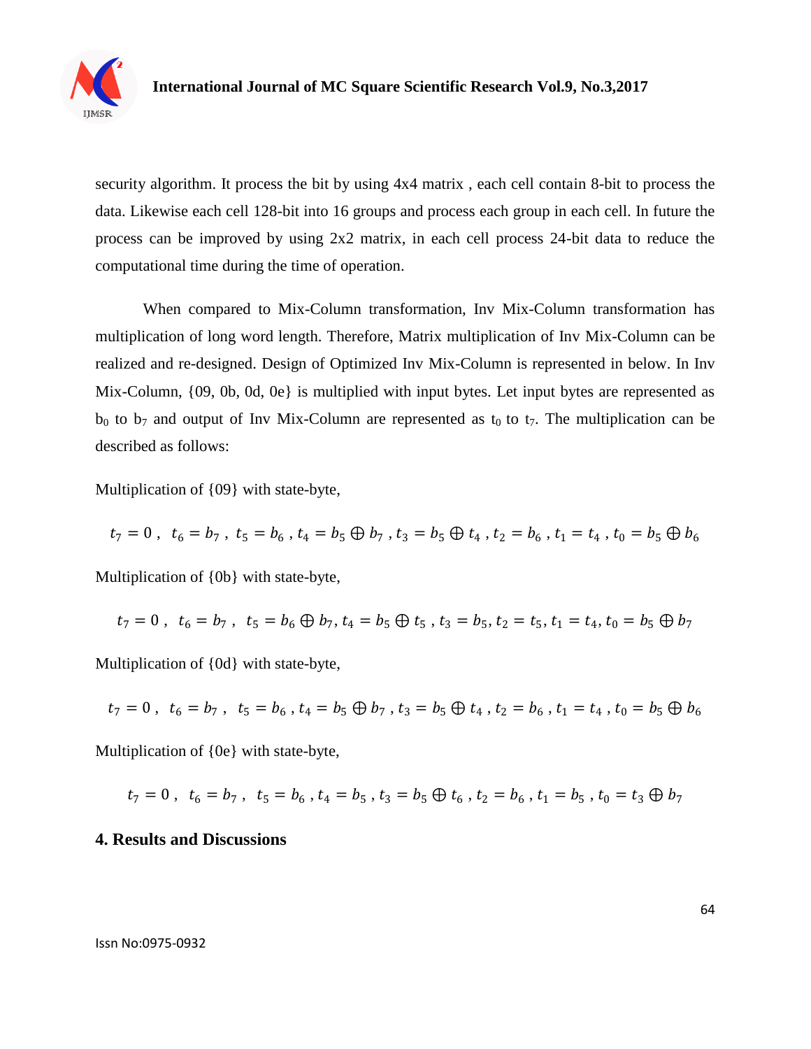security algorithm. It process the bit by using 4x4 matrix , each cell contain 8-bit to process the data. Likewise each cell 128-bit into 16 groups and process each group in each cell. In future the process can be improved by using 2x2 matrix, in each cell process 24-bit data to reduce the computational time during the time of operation.

When compared to Mix-Column transformation, Inv Mix-Column transformation has multiplication of long word length. Therefore, Matrix multiplication of Inv Mix-Column can be realized and re-designed. Design of Optimized Inv Mix-Column is represented in below. In Inv Mix-Column, {09, 0b, 0d, 0e} is multiplied with input bytes. Let input bytes are represented as $b_0$ to $b_7$ and output of Inv Mix-Column are represented as $t_0$ to $t_7$. The multiplication can be described as follows:

Multiplication of {09} with state-byte,

$$t_7 = 0\ ,\ \ t_6 = b_7\ ,\ \ t_5 = b_6\ , t_4 = b_5 \oplus b_7\ , t_3 = b_5 \oplus t_4\ , t_2 = b_6\ , t_1 = t_4\ , t_0 = b_5 \oplus b_6$$

Multiplication of {0b} with state-byte,

$$t_7 = 0\ ,\ \ t_6 = b_7\ ,\ \ t_5 = b_6 \oplus b_7, t_4 = b_5 \oplus t_5\ , t_3 = b_5, t_2 = t_5, t_1 = t_4, t_0 = b_5 \oplus b_7$$

Multiplication of {0d} with state-byte,

$$t_7 = 0\ ,\ \ t_6 = b_7\ ,\ \ t_5 = b_6\ , t_4 = b_5 \oplus b_7\ , t_3 = b_5 \oplus t_4\ , t_2 = b_6\ , t_1 = t_4\ , t_0 = b_5 \oplus b_6$$

Multiplication of {0e} with state-byte,

$$t_7 = 0\ ,\ \ t_6 = b_7\ ,\ \ t_5 = b_6\ , t_4 = b_5\ , t_3 = b_5 \oplus t_6\ , t_2 = b_6\ , t_1 = b_5\ , t_0 = t_3 \oplus b_7$$

## 4. Results and Discussions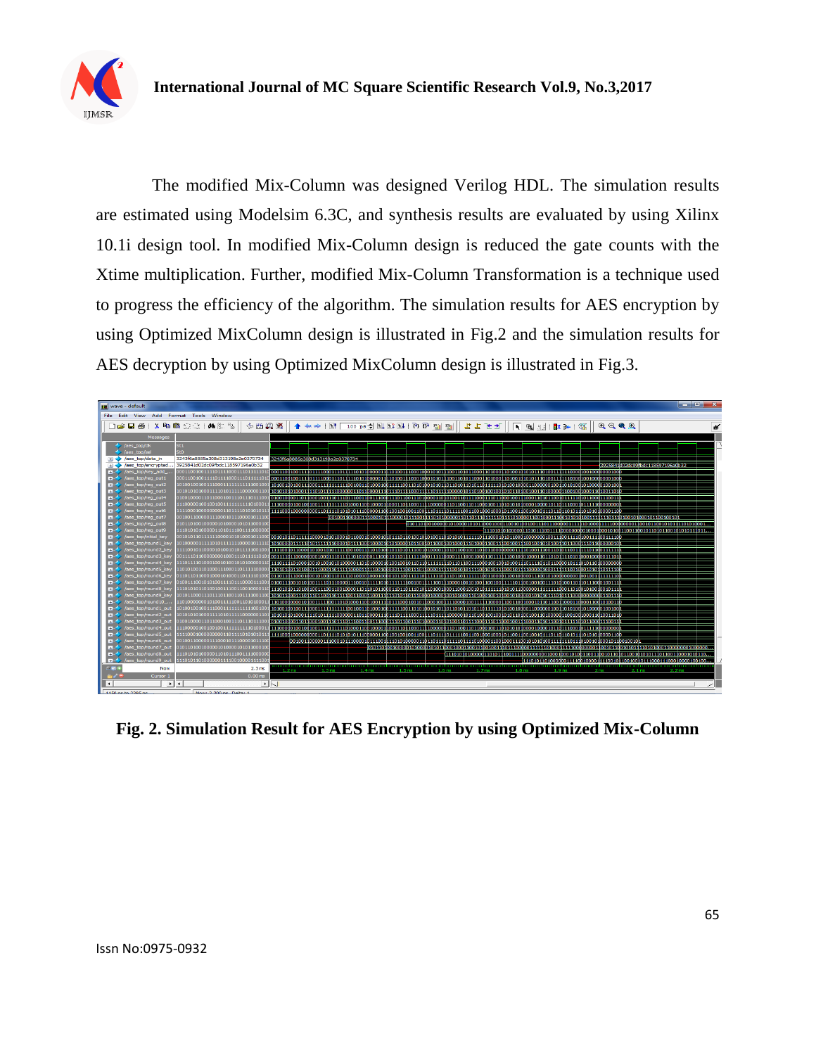The modified Mix-Column was designed Verilog HDL. The simulation results are estimated using Modelsim 6.3C, and synthesis results are evaluated by using Xilinx 10.1i design tool. In modified Mix-Column design is reduced the gate counts with the Xtime multiplication. Further, modified Mix-Column Transformation is a technique used to progress the efficiency of the algorithm. The simulation results for AES encryption by using Optimized MixColumn design is illustrated in Fig.2 and the simulation results for AES decryption by using Optimized MixColumn design is illustrated in Fig.3.

**Fig. 2. Simulation Result for AES Encryption by using Optimized Mix-Column**

Issn No:0975-0932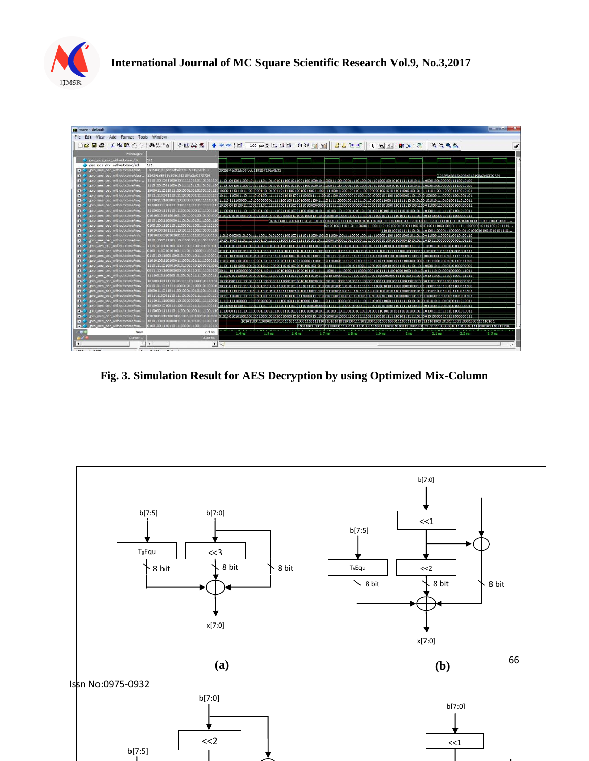Fig. 3. Simulation Result for AES Decryption by using Optimized Mix-Column

(a)

(b)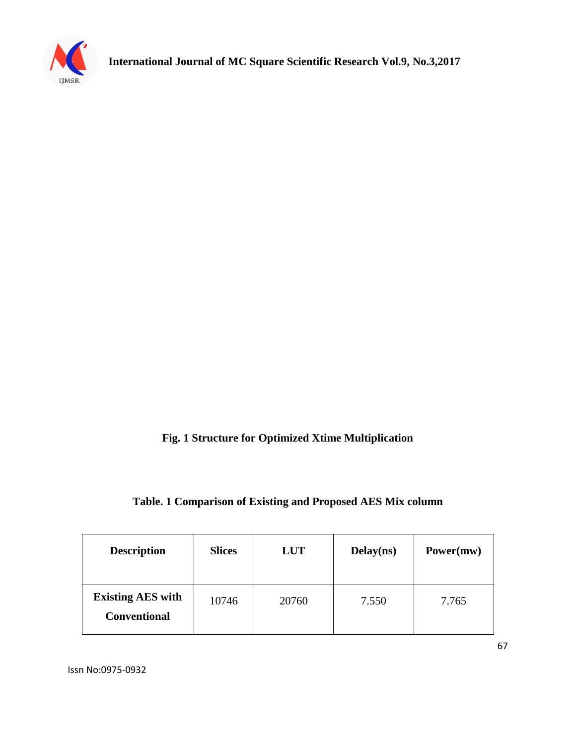**Fig. 1 Structure for Optimized Xtime Multiplication**

**Table. 1 Comparison of Existing and Proposed AES Mix column**

| Description | Slices | LUT | Delay(ns) | Power(mw) |
|---|---|---|---|---|
| **Existing AES with Conventional** | 10746 | 20760 | 7.550 | 7.765 |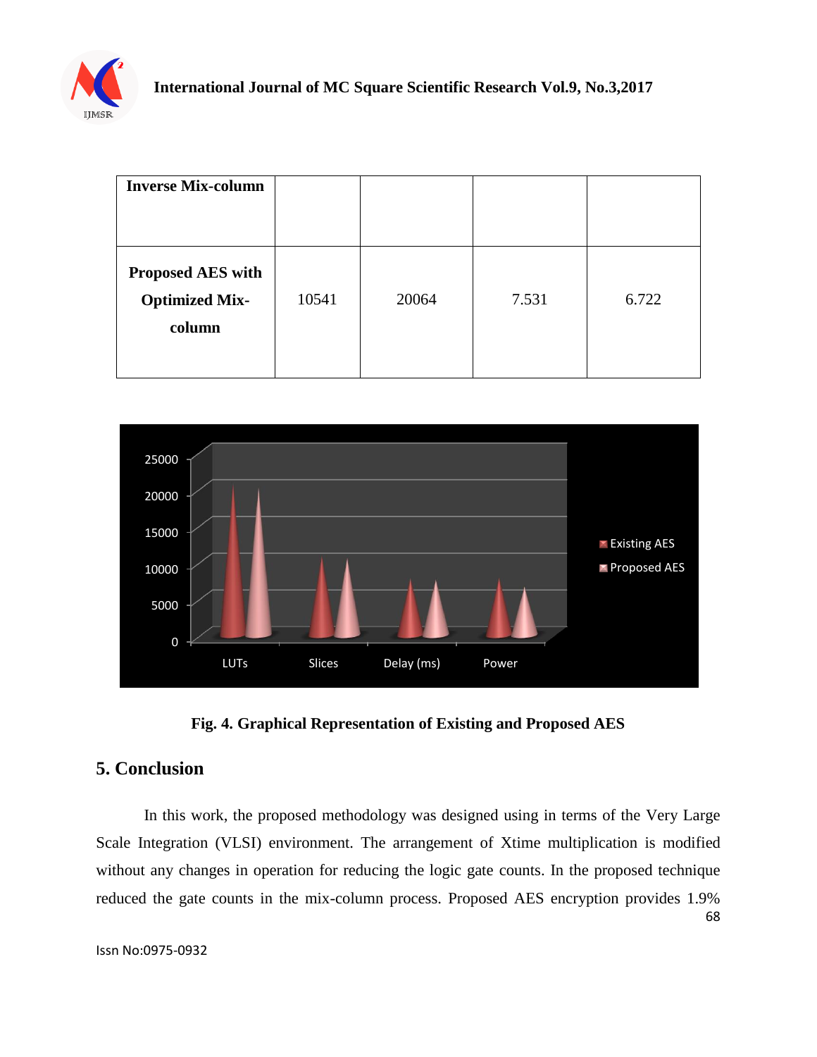| Inverse Mix-column | | | | |
|---|---|---|---|---|
| **Proposed AES with Optimized Mix-column** | 10541 | 20064 | 7.531 | 6.722 |

**Fig. 4. Graphical Representation of Existing and Proposed AES**

## 5. Conclusion

In this work, the proposed methodology was designed using in terms of the Very Large Scale Integration (VLSI) environment. The arrangement of Xtime multiplication is modified without any changes in operation for reducing the logic gate counts. In the proposed technique reduced the gate counts in the mix-column process. Proposed AES encryption provides 1.9%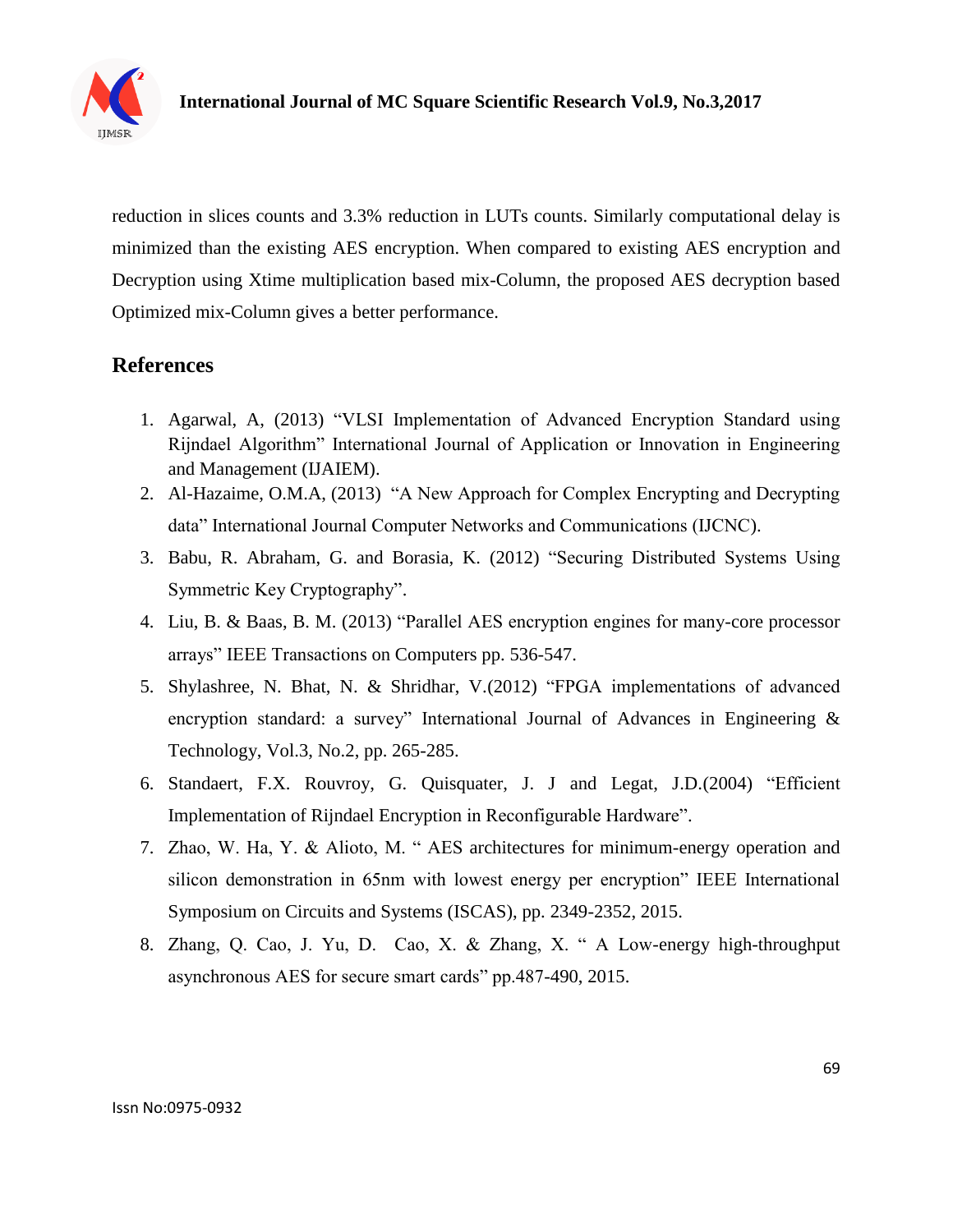reduction in slices counts and 3.3% reduction in LUTs counts. Similarly computational delay is minimized than the existing AES encryption. When compared to existing AES encryption and Decryption using Xtime multiplication based mix-Column, the proposed AES decryption based Optimized mix-Column gives a better performance.

## References

1. Agarwal, A, (2013) "VLSI Implementation of Advanced Encryption Standard using Rijndael Algorithm" International Journal of Application or Innovation in Engineering and Management (IJAIEM).
2. Al-Hazaime, O.M.A, (2013) "A New Approach for Complex Encrypting and Decrypting data" International Journal Computer Networks and Communications (IJCNC).
3. Babu, R. Abraham, G. and Borasia, K. (2012) "Securing Distributed Systems Using Symmetric Key Cryptography".
4. Liu, B. & Baas, B. M. (2013) "Parallel AES encryption engines for many-core processor arrays" IEEE Transactions on Computers pp. 536-547.
5. Shylashree, N. Bhat, N. & Shridhar, V.(2012) "FPGA implementations of advanced encryption standard: a survey" International Journal of Advances in Engineering & Technology, Vol.3, No.2, pp. 265-285.
6. Standaert, F.X. Rouvroy, G. Quisquater, J. J and Legat, J.D.(2004) "Efficient Implementation of Rijndael Encryption in Reconfigurable Hardware".
7. Zhao, W. Ha, Y. & Alioto, M. " AES architectures for minimum-energy operation and silicon demonstration in 65nm with lowest energy per encryption" IEEE International Symposium on Circuits and Systems (ISCAS), pp. 2349-2352, 2015.
8. Zhang, Q. Cao, J. Yu, D. Cao, X. & Zhang, X. " A Low-energy high-throughput asynchronous AES for secure smart cards" pp.487-490, 2015.